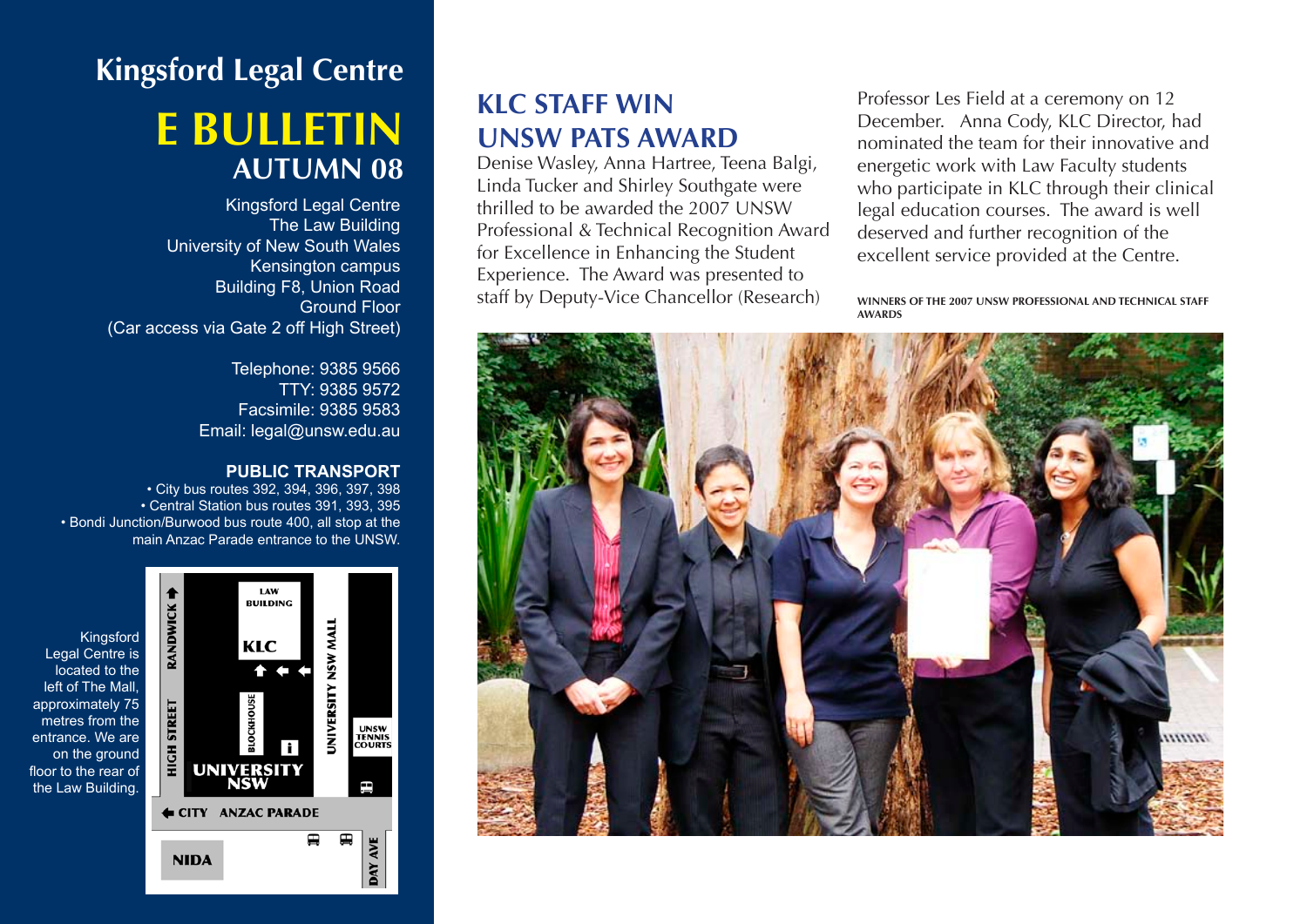# Kingsford Legal Centre

# E BULLETIN

## AUTUMN 08

Kingsford Legal Centre
The Law Building
University of New South Wales
Kensington campus
Building F8, Union Road
Ground Floor
(Car access via Gate 2 off High Street)

Telephone: 9385 9566
TTY: 9385 9572
Facsimile: 9385 9583
Email: legal@unsw.edu.au

### PUBLIC TRANSPORT

- City bus routes 392, 394, 396, 397, 398
- Central Station bus routes 391, 393, 395
- Bondi Junction/Burwood bus route 400, all stop at the main Anzac Parade entrance to the UNSW.

Kingsford Legal Centre is located to the left of The Mall, approximately 75 metres from the entrance. We are on the ground floor to the rear of the Law Building.

## KLC STAFF WIN UNSW PATS AWARD

Denise Wasley, Anna Hartree, Teena Balgi, Linda Tucker and Shirley Southgate were thrilled to be awarded the 2007 UNSW Professional & Technical Recognition Award for Excellence in Enhancing the Student Experience. The Award was presented to staff by Deputy-Vice Chancellor (Research) Professor Les Field at a ceremony on 12 December. Anna Cody, KLC Director, had nominated the team for their innovative and energetic work with Law Faculty students who participate in KLC through their clinical legal education courses. The award is well deserved and further recognition of the excellent service provided at the Centre.

WINNERS OF THE 2007 UNSW PROFESSIONAL AND TECHNICAL STAFF AWARDS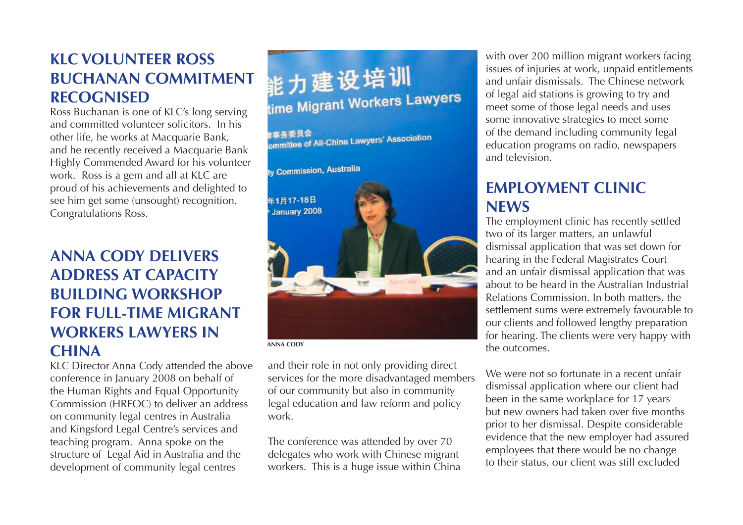## KLC VOLUNTEER ROSS BUCHANAN COMMITMENT RECOGNISED

Ross Buchanan is one of KLC's long serving and committed volunteer solicitors. In his other life, he works at Macquarie Bank, and he recently received a Macquarie Bank Highly Commended Award for his volunteer work. Ross is a gem and all at KLC are proud of his achievements and delighted to see him get some (unsought) recognition. Congratulations Ross.

## ANNA CODY DELIVERS ADDRESS AT CAPACITY BUILDING WORKSHOP FOR FULL-TIME MIGRANT WORKERS LAWYERS IN CHINA

KLC Director Anna Cody attended the above conference in January 2008 on behalf of the Human Rights and Equal Opportunity Commission (HREOC) to deliver an address on community legal centres in Australia and Kingsford Legal Centre's services and teaching program. Anna spoke on the structure of Legal Aid in Australia and the development of community legal centres and their role in not only providing direct services for the more disadvantaged members of our community but also in community legal education and law reform and policy work.

ANNA CODY

The conference was attended by over 70 delegates who work with Chinese migrant workers. This is a huge issue within China with over 200 million migrant workers facing issues of injuries at work, unpaid entitlements and unfair dismissals. The Chinese network of legal aid stations is growing to try and meet some of those legal needs and uses some innovative strategies to meet some of the demand including community legal education programs on radio, newspapers and television.

## EMPLOYMENT CLINIC NEWS

The employment clinic has recently settled two of its larger matters, an unlawful dismissal application that was set down for hearing in the Federal Magistrates Court and an unfair dismissal application that was about to be heard in the Australian Industrial Relations Commission. In both matters, the settlement sums were extremely favourable to our clients and followed lengthy preparation for hearing. The clients were very happy with the outcomes.

We were not so fortunate in a recent unfair dismissal application where our client had been in the same workplace for 17 years but new owners had taken over five months prior to her dismissal. Despite considerable evidence that the new employer had assured employees that there would be no change to their status, our client was still excluded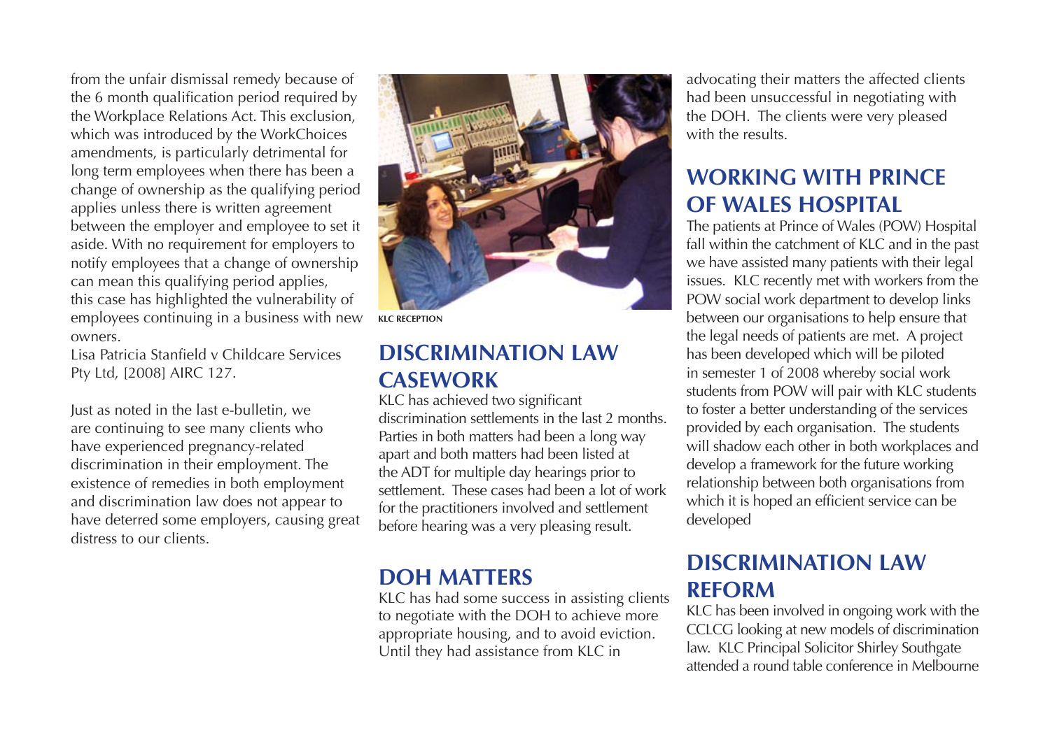from the unfair dismissal remedy because of the 6 month qualification period required by the Workplace Relations Act. This exclusion, which was introduced by the WorkChoices amendments, is particularly detrimental for long term employees when there has been a change of ownership as the qualifying period applies unless there is written agreement between the employer and employee to set it aside. With no requirement for employers to notify employees that a change of ownership can mean this qualifying period applies, this case has highlighted the vulnerability of employees continuing in a business with new owners.

Lisa Patricia Stanfield v Childcare Services Pty Ltd, [2008] AIRC 127.

Just as noted in the last e-bulletin, we are continuing to see many clients who have experienced pregnancy-related discrimination in their employment. The existence of remedies in both employment and discrimination law does not appear to have deterred some employers, causing great distress to our clients.

KLC RECEPTION

## DISCRIMINATION LAW CASEWORK

KLC has achieved two significant discrimination settlements in the last 2 months. Parties in both matters had been a long way apart and both matters had been listed at the ADT for multiple day hearings prior to settlement. These cases had been a lot of work for the practitioners involved and settlement before hearing was a very pleasing result.

## DOH MATTERS

KLC has had some success in assisting clients to negotiate with the DOH to achieve more appropriate housing, and to avoid eviction. Until they had assistance from KLC in advocating their matters the affected clients had been unsuccessful in negotiating with the DOH. The clients were very pleased with the results.

## WORKING WITH PRINCE OF WALES HOSPITAL

The patients at Prince of Wales (POW) Hospital fall within the catchment of KLC and in the past we have assisted many patients with their legal issues. KLC recently met with workers from the POW social work department to develop links between our organisations to help ensure that the legal needs of patients are met. A project has been developed which will be piloted in semester 1 of 2008 whereby social work students from POW will pair with KLC students to foster a better understanding of the services provided by each organisation. The students will shadow each other in both workplaces and develop a framework for the future working relationship between both organisations from which it is hoped an efficient service can be developed

## DISCRIMINATION LAW REFORM

KLC has been involved in ongoing work with the CCLCG looking at new models of discrimination law. KLC Principal Solicitor Shirley Southgate attended a round table conference in Melbourne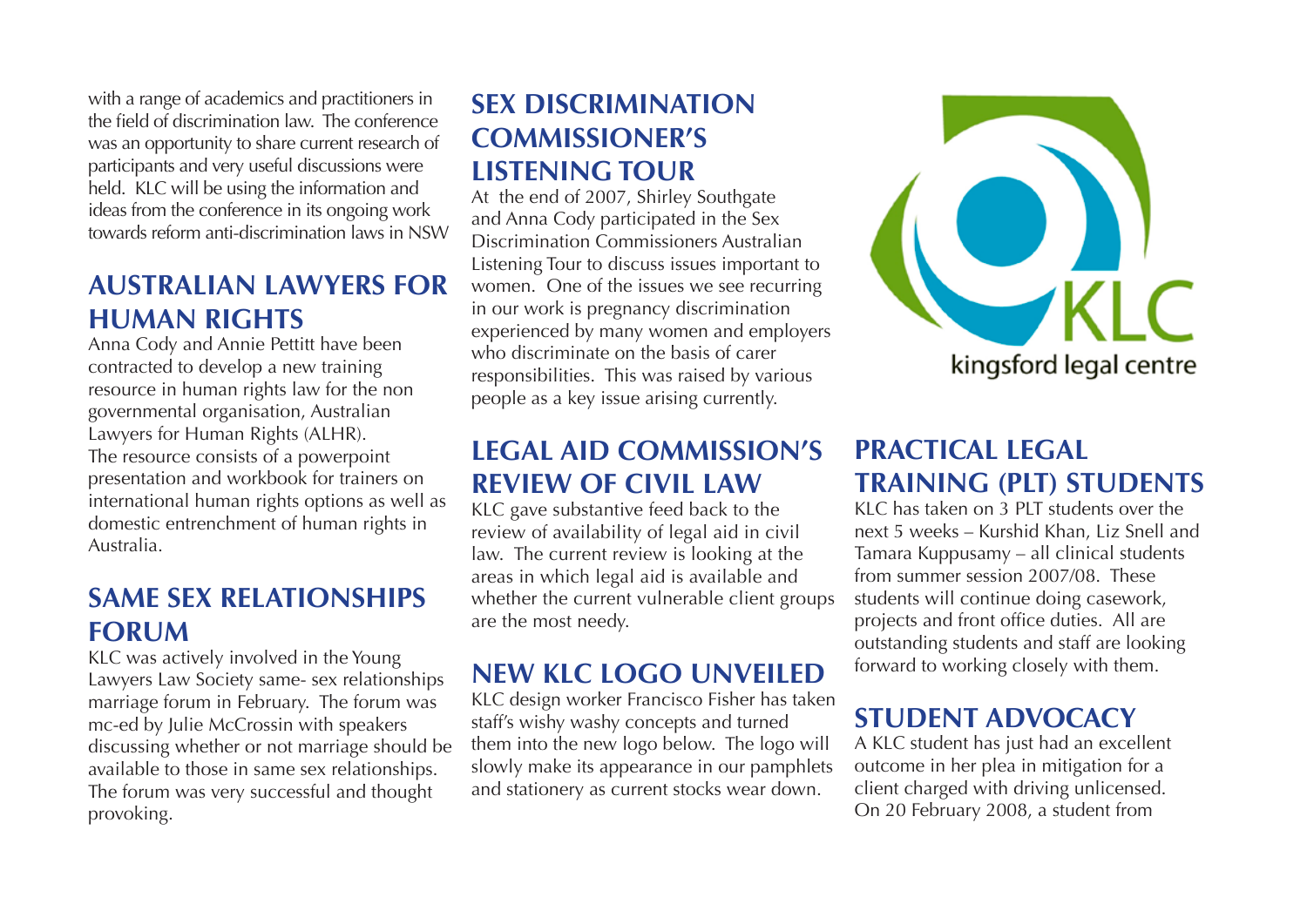with a range of academics and practitioners in the field of discrimination law. The conference was an opportunity to share current research of participants and very useful discussions were held. KLC will be using the information and ideas from the conference in its ongoing work towards reform anti-discrimination laws in NSW

## AUSTRALIAN LAWYERS FOR HUMAN RIGHTS

Anna Cody and Annie Pettitt have been contracted to develop a new training resource in human rights law for the non governmental organisation, Australian Lawyers for Human Rights (ALHR). The resource consists of a powerpoint presentation and workbook for trainers on international human rights options as well as domestic entrenchment of human rights in Australia.

## SAME SEX RELATIONSHIPS FORUM

KLC was actively involved in the Young Lawyers Law Society same- sex relationships marriage forum in February. The forum was mc-ed by Julie McCrossin with speakers discussing whether or not marriage should be available to those in same sex relationships. The forum was very successful and thought provoking.

## SEX DISCRIMINATION COMMISSIONER'S LISTENING TOUR

At the end of 2007, Shirley Southgate and Anna Cody participated in the Sex Discrimination Commissioners Australian Listening Tour to discuss issues important to women. One of the issues we see recurring in our work is pregnancy discrimination experienced by many women and employers who discriminate on the basis of carer responsibilities. This was raised by various people as a key issue arising currently.

## LEGAL AID COMMISSION'S REVIEW OF CIVIL LAW

KLC gave substantive feed back to the review of availability of legal aid in civil law. The current review is looking at the areas in which legal aid is available and whether the current vulnerable client groups are the most needy.

## NEW KLC LOGO UNVEILED

KLC design worker Francisco Fisher has taken staff's wishy washy concepts and turned them into the new logo below. The logo will slowly make its appearance in our pamphlets and stationery as current stocks wear down.

KLC
kingsford legal centre

## PRACTICAL LEGAL TRAINING (PLT) STUDENTS

KLC has taken on 3 PLT students over the next 5 weeks – Kurshid Khan, Liz Snell and Tamara Kuppusamy – all clinical students from summer session 2007/08. These students will continue doing casework, projects and front office duties. All are outstanding students and staff are looking forward to working closely with them.

## STUDENT ADVOCACY

A KLC student has just had an excellent outcome in her plea in mitigation for a client charged with driving unlicensed. On 20 February 2008, a student from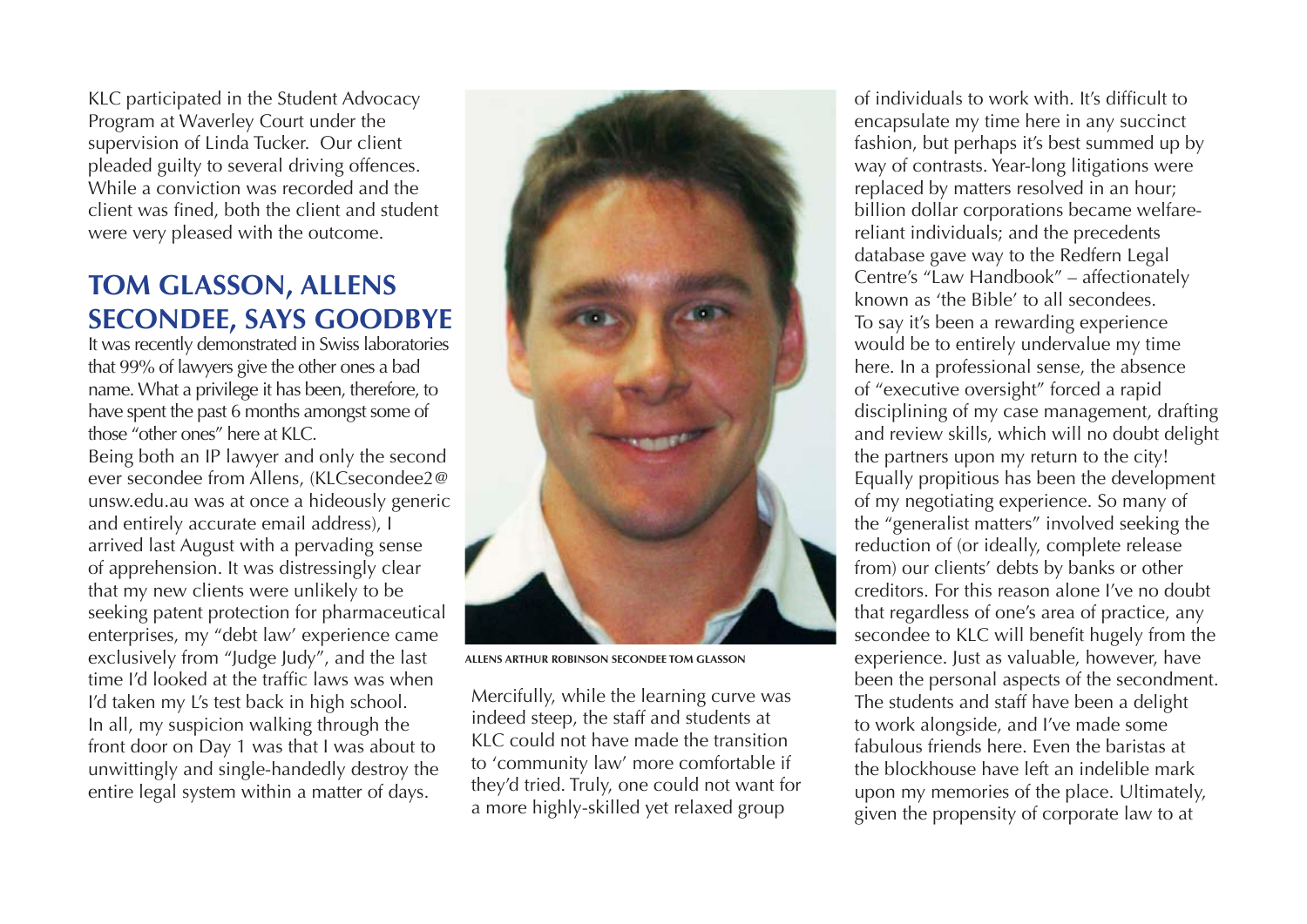KLC participated in the Student Advocacy Program at Waverley Court under the supervision of Linda Tucker. Our client pleaded guilty to several driving offences. While a conviction was recorded and the client was fined, both the client and student were very pleased with the outcome.

## TOM GLASSON, ALLENS SECONDEE, SAYS GOODBYE

It was recently demonstrated in Swiss laboratories that 99% of lawyers give the other ones a bad name. What a privilege it has been, therefore, to have spent the past 6 months amongst some of those "other ones" here at KLC.

Being both an IP lawyer and only the second ever secondee from Allens, (KLCsecondee2@unsw.edu.au was at once a hideously generic and entirely accurate email address), I arrived last August with a pervading sense of apprehension. It was distressingly clear that my new clients were unlikely to be seeking patent protection for pharmaceutical enterprises, my "debt law' experience came exclusively from "Judge Judy", and the last time I'd looked at the traffic laws was when I'd taken my L's test back in high school. In all, my suspicion walking through the front door on Day 1 was that I was about to unwittingly and single-handedly destroy the entire legal system within a matter of days.

ALLENS ARTHUR ROBINSON SECONDEE TOM GLASSON

Mercifully, while the learning curve was indeed steep, the staff and students at KLC could not have made the transition to 'community law' more comfortable if they'd tried. Truly, one could not want for a more highly-skilled yet relaxed group of individuals to work with. It's difficult to encapsulate my time here in any succinct fashion, but perhaps it's best summed up by way of contrasts. Year-long litigations were replaced by matters resolved in an hour; billion dollar corporations became welfare-reliant individuals; and the precedents database gave way to the Redfern Legal Centre's "Law Handbook" – affectionately known as 'the Bible' to all secondees.

To say it's been a rewarding experience would be to entirely undervalue my time here. In a professional sense, the absence of "executive oversight" forced a rapid disciplining of my case management, drafting and review skills, which will no doubt delight the partners upon my return to the city! Equally propitious has been the development of my negotiating experience. So many of the "generalist matters" involved seeking the reduction of (or ideally, complete release from) our clients' debts by banks or other creditors. For this reason alone I've no doubt that regardless of one's area of practice, any secondee to KLC will benefit hugely from the experience. Just as valuable, however, have been the personal aspects of the secondment. The students and staff have been a delight to work alongside, and I've made some fabulous friends here. Even the baristas at the blockhouse have left an indelible mark upon my memories of the place. Ultimately, given the propensity of corporate law to at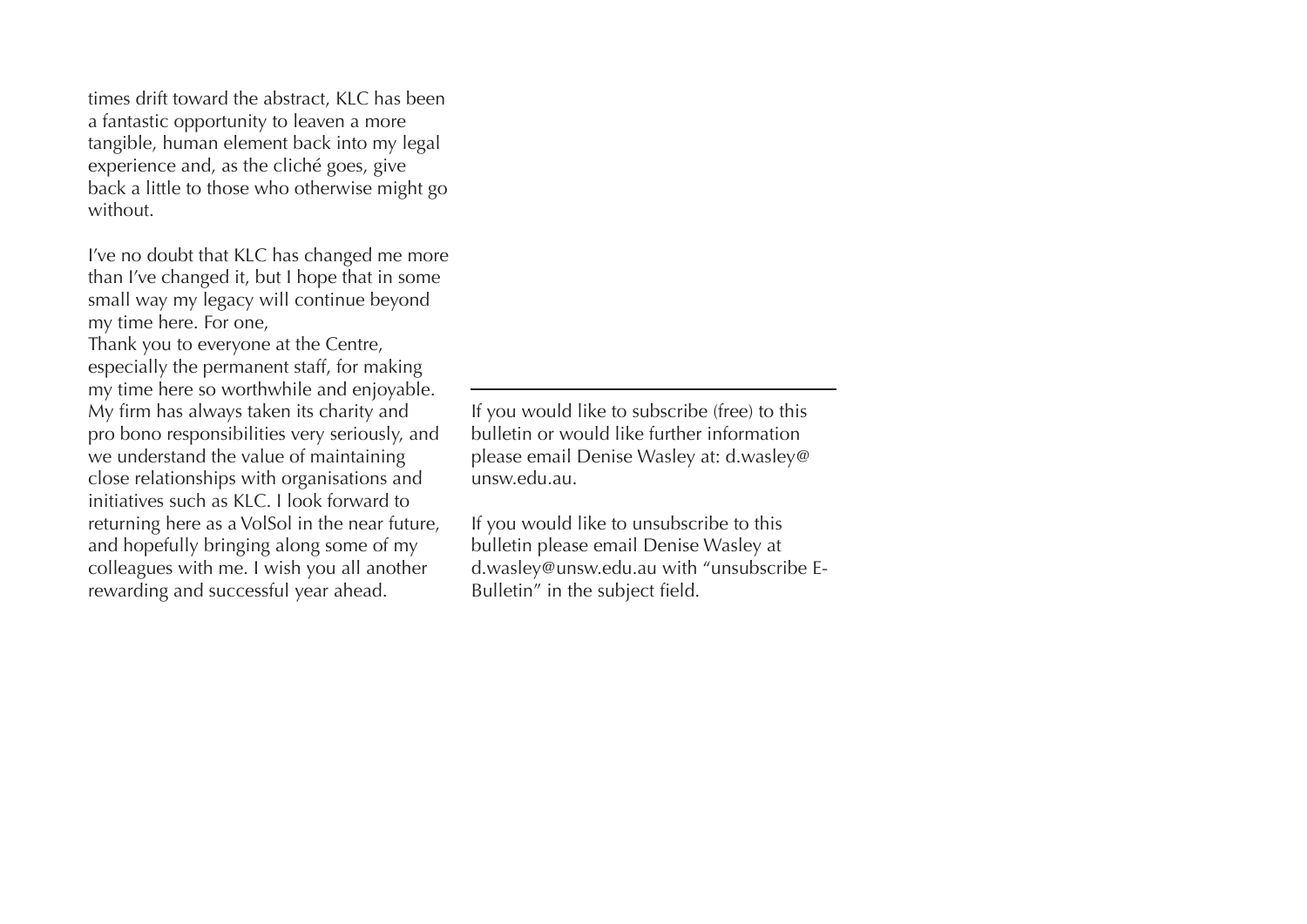times drift toward the abstract, KLC has been a fantastic opportunity to leaven a more tangible, human element back into my legal experience and, as the cliché goes, give back a little to those who otherwise might go without.

I've no doubt that KLC has changed me more than I've changed it, but I hope that in some small way my legacy will continue beyond my time here. For one,
Thank you to everyone at the Centre, especially the permanent staff, for making my time here so worthwhile and enjoyable. My firm has always taken its charity and pro bono responsibilities very seriously, and we understand the value of maintaining close relationships with organisations and initiatives such as KLC. I look forward to returning here as a VolSol in the near future, and hopefully bringing along some of my colleagues with me. I wish you all another rewarding and successful year ahead.

---

If you would like to subscribe (free) to this bulletin or would like further information please email Denise Wasley at: d.wasley@unsw.edu.au.

If you would like to unsubscribe to this bulletin please email Denise Wasley at d.wasley@unsw.edu.au with "unsubscribe E-Bulletin" in the subject field.